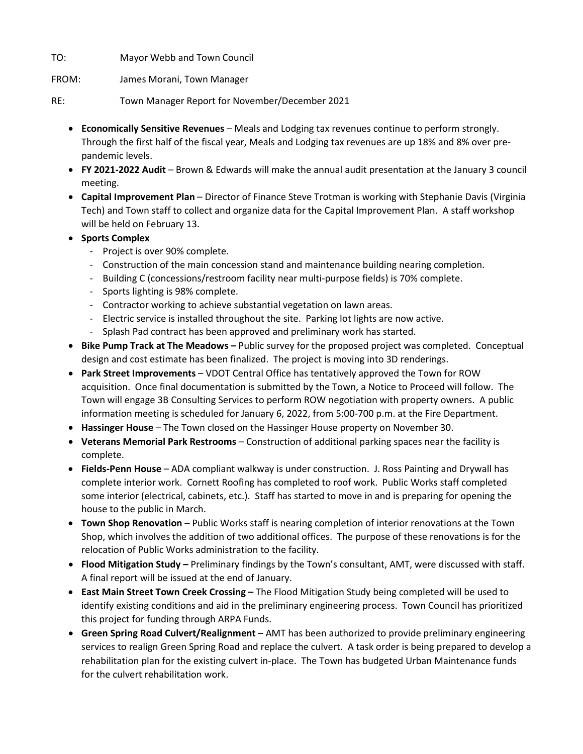TO: Mayor Webb and Town Council

FROM: James Morani, Town Manager

RE: Town Manager Report for November/December 2021

- **Economically Sensitive Revenues** – Meals and Lodging tax revenues continue to perform strongly. Through the first half of the fiscal year, Meals and Lodging tax revenues are up 18% and 8% over pre-pandemic levels.
- **FY 2021-2022 Audit** – Brown & Edwards will make the annual audit presentation at the January 3 council meeting.
- **Capital Improvement Plan** – Director of Finance Steve Trotman is working with Stephanie Davis (Virginia Tech) and Town staff to collect and organize data for the Capital Improvement Plan. A staff workshop will be held on February 13.
- **Sports Complex**
  - Project is over 90% complete.
  - Construction of the main concession stand and maintenance building nearing completion.
  - Building C (concessions/restroom facility near multi-purpose fields) is 70% complete.
  - Sports lighting is 98% complete.
  - Contractor working to achieve substantial vegetation on lawn areas.
  - Electric service is installed throughout the site. Parking lot lights are now active.
  - Splash Pad contract has been approved and preliminary work has started.
- **Bike Pump Track at The Meadows –** Public survey for the proposed project was completed. Conceptual design and cost estimate has been finalized. The project is moving into 3D renderings.
- **Park Street Improvements** – VDOT Central Office has tentatively approved the Town for ROW acquisition. Once final documentation is submitted by the Town, a Notice to Proceed will follow. The Town will engage 3B Consulting Services to perform ROW negotiation with property owners. A public information meeting is scheduled for January 6, 2022, from 5:00-700 p.m. at the Fire Department.
- **Hassinger House** – The Town closed on the Hassinger House property on November 30.
- **Veterans Memorial Park Restrooms** – Construction of additional parking spaces near the facility is complete.
- **Fields-Penn House** – ADA compliant walkway is under construction. J. Ross Painting and Drywall has complete interior work. Cornett Roofing has completed to roof work. Public Works staff completed some interior (electrical, cabinets, etc.). Staff has started to move in and is preparing for opening the house to the public in March.
- **Town Shop Renovation** – Public Works staff is nearing completion of interior renovations at the Town Shop, which involves the addition of two additional offices. The purpose of these renovations is for the relocation of Public Works administration to the facility.
- **Flood Mitigation Study –** Preliminary findings by the Town's consultant, AMT, were discussed with staff. A final report will be issued at the end of January.
- **East Main Street Town Creek Crossing –** The Flood Mitigation Study being completed will be used to identify existing conditions and aid in the preliminary engineering process. Town Council has prioritized this project for funding through ARPA Funds.
- **Green Spring Road Culvert/Realignment** – AMT has been authorized to provide preliminary engineering services to realign Green Spring Road and replace the culvert. A task order is being prepared to develop a rehabilitation plan for the existing culvert in-place. The Town has budgeted Urban Maintenance funds for the culvert rehabilitation work.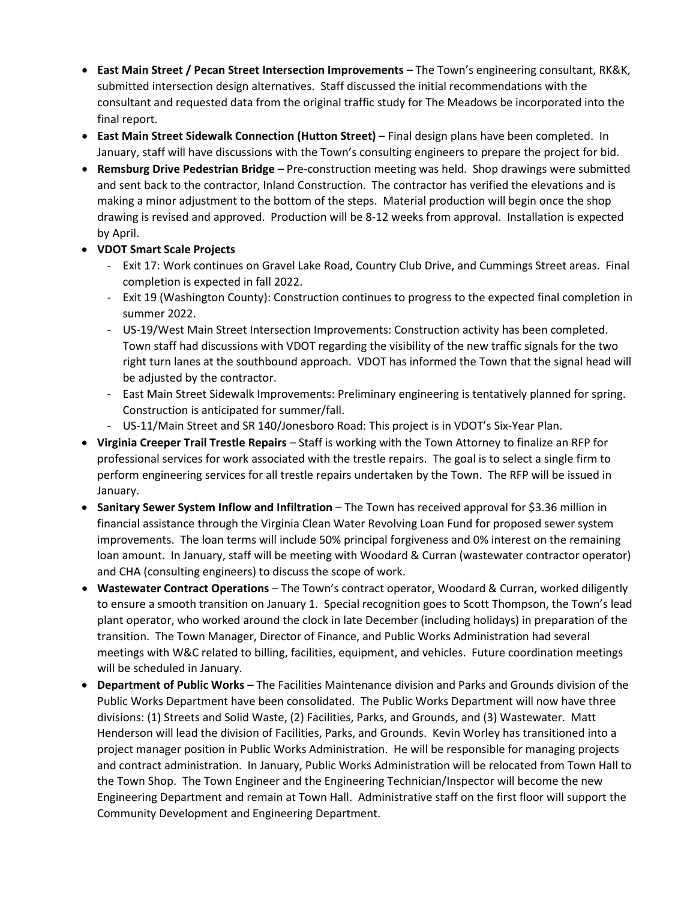- **East Main Street / Pecan Street Intersection Improvements** – The Town's engineering consultant, RK&K, submitted intersection design alternatives. Staff discussed the initial recommendations with the consultant and requested data from the original traffic study for The Meadows be incorporated into the final report.
- **East Main Street Sidewalk Connection (Hutton Street)** – Final design plans have been completed. In January, staff will have discussions with the Town's consulting engineers to prepare the project for bid.
- **Remsburg Drive Pedestrian Bridge** – Pre-construction meeting was held. Shop drawings were submitted and sent back to the contractor, Inland Construction. The contractor has verified the elevations and is making a minor adjustment to the bottom of the steps. Material production will begin once the shop drawing is revised and approved. Production will be 8-12 weeks from approval. Installation is expected by April.
- **VDOT Smart Scale Projects**
  - Exit 17: Work continues on Gravel Lake Road, Country Club Drive, and Cummings Street areas. Final completion is expected in fall 2022.
  - Exit 19 (Washington County): Construction continues to progress to the expected final completion in summer 2022.
  - US-19/West Main Street Intersection Improvements: Construction activity has been completed. Town staff had discussions with VDOT regarding the visibility of the new traffic signals for the two right turn lanes at the southbound approach. VDOT has informed the Town that the signal head will be adjusted by the contractor.
  - East Main Street Sidewalk Improvements: Preliminary engineering is tentatively planned for spring. Construction is anticipated for summer/fall.
  - US-11/Main Street and SR 140/Jonesboro Road: This project is in VDOT's Six-Year Plan.
- **Virginia Creeper Trail Trestle Repairs** – Staff is working with the Town Attorney to finalize an RFP for professional services for work associated with the trestle repairs. The goal is to select a single firm to perform engineering services for all trestle repairs undertaken by the Town. The RFP will be issued in January.
- **Sanitary Sewer System Inflow and Infiltration** – The Town has received approval for $3.36 million in financial assistance through the Virginia Clean Water Revolving Loan Fund for proposed sewer system improvements. The loan terms will include 50% principal forgiveness and 0% interest on the remaining loan amount. In January, staff will be meeting with Woodard & Curran (wastewater contractor operator) and CHA (consulting engineers) to discuss the scope of work.
- **Wastewater Contract Operations** – The Town's contract operator, Woodard & Curran, worked diligently to ensure a smooth transition on January 1. Special recognition goes to Scott Thompson, the Town's lead plant operator, who worked around the clock in late December (including holidays) in preparation of the transition. The Town Manager, Director of Finance, and Public Works Administration had several meetings with W&C related to billing, facilities, equipment, and vehicles. Future coordination meetings will be scheduled in January.
- **Department of Public Works** – The Facilities Maintenance division and Parks and Grounds division of the Public Works Department have been consolidated. The Public Works Department will now have three divisions: (1) Streets and Solid Waste, (2) Facilities, Parks, and Grounds, and (3) Wastewater. Matt Henderson will lead the division of Facilities, Parks, and Grounds. Kevin Worley has transitioned into a project manager position in Public Works Administration. He will be responsible for managing projects and contract administration. In January, Public Works Administration will be relocated from Town Hall to the Town Shop. The Town Engineer and the Engineering Technician/Inspector will become the new Engineering Department and remain at Town Hall. Administrative staff on the first floor will support the Community Development and Engineering Department.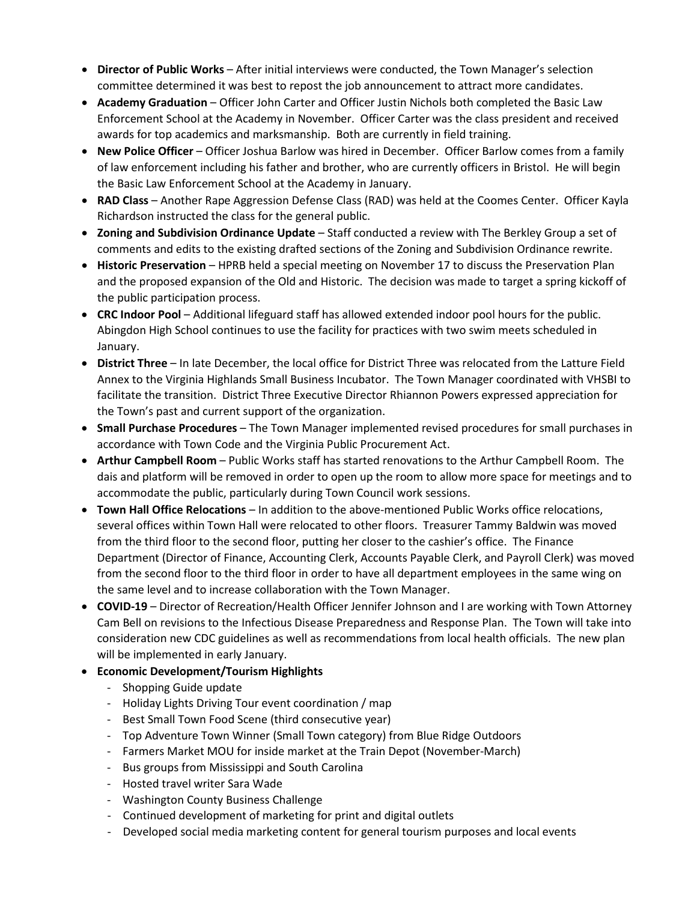- **Director of Public Works** – After initial interviews were conducted, the Town Manager's selection committee determined it was best to repost the job announcement to attract more candidates.
- **Academy Graduation** – Officer John Carter and Officer Justin Nichols both completed the Basic Law Enforcement School at the Academy in November. Officer Carter was the class president and received awards for top academics and marksmanship. Both are currently in field training.
- **New Police Officer** – Officer Joshua Barlow was hired in December. Officer Barlow comes from a family of law enforcement including his father and brother, who are currently officers in Bristol. He will begin the Basic Law Enforcement School at the Academy in January.
- **RAD Class** – Another Rape Aggression Defense Class (RAD) was held at the Coomes Center. Officer Kayla Richardson instructed the class for the general public.
- **Zoning and Subdivision Ordinance Update** – Staff conducted a review with The Berkley Group a set of comments and edits to the existing drafted sections of the Zoning and Subdivision Ordinance rewrite.
- **Historic Preservation** – HPRB held a special meeting on November 17 to discuss the Preservation Plan and the proposed expansion of the Old and Historic. The decision was made to target a spring kickoff of the public participation process.
- **CRC Indoor Pool** – Additional lifeguard staff has allowed extended indoor pool hours for the public. Abingdon High School continues to use the facility for practices with two swim meets scheduled in January.
- **District Three** – In late December, the local office for District Three was relocated from the Latture Field Annex to the Virginia Highlands Small Business Incubator. The Town Manager coordinated with VHSBI to facilitate the transition. District Three Executive Director Rhiannon Powers expressed appreciation for the Town's past and current support of the organization.
- **Small Purchase Procedures** – The Town Manager implemented revised procedures for small purchases in accordance with Town Code and the Virginia Public Procurement Act.
- **Arthur Campbell Room** – Public Works staff has started renovations to the Arthur Campbell Room. The dais and platform will be removed in order to open up the room to allow more space for meetings and to accommodate the public, particularly during Town Council work sessions.
- **Town Hall Office Relocations** – In addition to the above-mentioned Public Works office relocations, several offices within Town Hall were relocated to other floors. Treasurer Tammy Baldwin was moved from the third floor to the second floor, putting her closer to the cashier's office. The Finance Department (Director of Finance, Accounting Clerk, Accounts Payable Clerk, and Payroll Clerk) was moved from the second floor to the third floor in order to have all department employees in the same wing on the same level and to increase collaboration with the Town Manager.
- **COVID-19** – Director of Recreation/Health Officer Jennifer Johnson and I are working with Town Attorney Cam Bell on revisions to the Infectious Disease Preparedness and Response Plan. The Town will take into consideration new CDC guidelines as well as recommendations from local health officials. The new plan will be implemented in early January.
- **Economic Development/Tourism Highlights**
    - Shopping Guide update
    - Holiday Lights Driving Tour event coordination / map
    - Best Small Town Food Scene (third consecutive year)
    - Top Adventure Town Winner (Small Town category) from Blue Ridge Outdoors
    - Farmers Market MOU for inside market at the Train Depot (November-March)
    - Bus groups from Mississippi and South Carolina
    - Hosted travel writer Sara Wade
    - Washington County Business Challenge
    - Continued development of marketing for print and digital outlets
    - Developed social media marketing content for general tourism purposes and local events